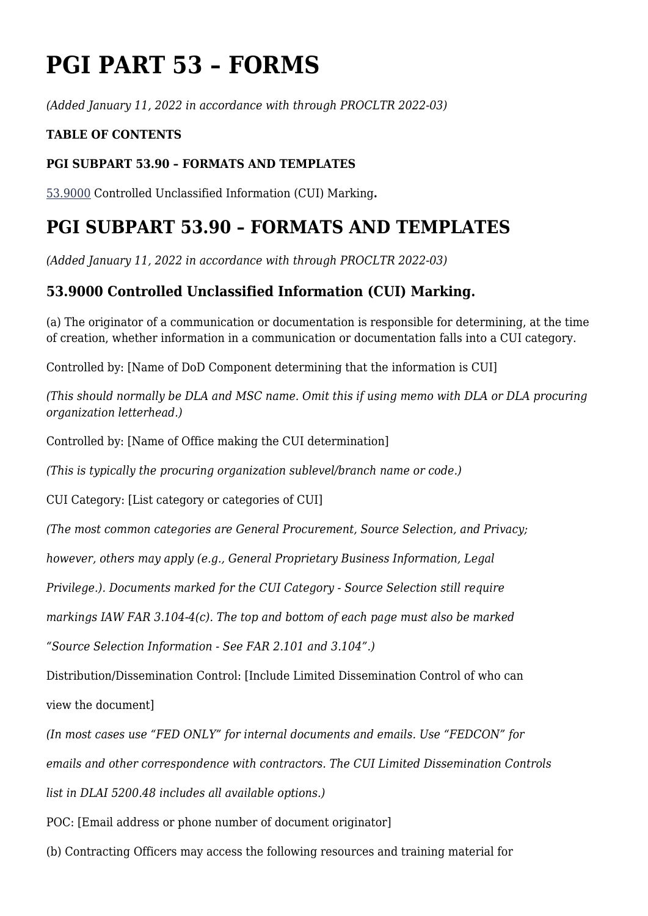# PGI PART 53 – FORMS

*(Added January 11, 2022 in accordance with through PROCLTR 2022-03)*

**TABLE OF CONTENTS**

**PGI SUBPART 53.90 – FORMATS AND TEMPLATES**

53.9000 Controlled Unclassified Information (CUI) Marking**.**

## PGI SUBPART 53.90 – FORMATS AND TEMPLATES

*(Added January 11, 2022 in accordance with through PROCLTR 2022-03)*

### 53.9000 Controlled Unclassified Information (CUI) Marking.

(a) The originator of a communication or documentation is responsible for determining, at the time of creation, whether information in a communication or documentation falls into a CUI category.

Controlled by: [Name of DoD Component determining that the information is CUI]

*(This should normally be DLA and MSC name. Omit this if using memo with DLA or DLA procuring organization letterhead.)*

Controlled by: [Name of Office making the CUI determination]

*(This is typically the procuring organization sublevel/branch name or code.)*

CUI Category: [List category or categories of CUI]

*(The most common categories are General Procurement, Source Selection, and Privacy; however, others may apply (e.g., General Proprietary Business Information, Legal Privilege.). Documents marked for the CUI Category - Source Selection still require markings IAW FAR 3.104-4(c). The top and bottom of each page must also be marked "Source Selection Information - See FAR 2.101 and 3.104".)*

Distribution/Dissemination Control: [Include Limited Dissemination Control of who can view the document]

*(In most cases use "FED ONLY" for internal documents and emails. Use "FEDCON" for emails and other correspondence with contractors. The CUI Limited Dissemination Controls list in DLAI 5200.48 includes all available options.)*

POC: [Email address or phone number of document originator]

(b) Contracting Officers may access the following resources and training material for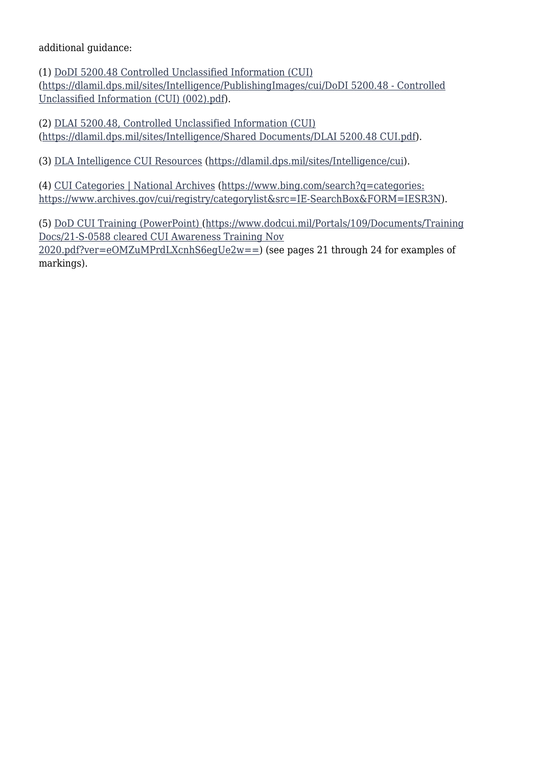additional guidance:

(1) [DoDI 5200.48 Controlled Unclassified Information (CUI)](https://dlamil.dps.mil/sites/Intelligence/PublishingImages/cui/DoDI 5200.48 - Controlled Unclassified Information (CUI) (002).pdf) (https://dlamil.dps.mil/sites/Intelligence/PublishingImages/cui/DoDI 5200.48 - Controlled Unclassified Information (CUI) (002).pdf).

(2) [DLAI 5200.48, Controlled Unclassified Information (CUI)](https://dlamil.dps.mil/sites/Intelligence/Shared Documents/DLAI 5200.48 CUI.pdf) (https://dlamil.dps.mil/sites/Intelligence/Shared Documents/DLAI 5200.48 CUI.pdf).

(3) [DLA Intelligence CUI Resources](https://dlamil.dps.mil/sites/Intelligence/cui) (https://dlamil.dps.mil/sites/Intelligence/cui).

(4) [CUI Categories | National Archives](https://www.bing.com/search?q=categories: https://www.archives.gov/cui/registry/categorylist&src=IE-SearchBox&FORM=IESR3N) (https://www.bing.com/search?q=categories: https://www.archives.gov/cui/registry/categorylist&src=IE-SearchBox&FORM=IESR3N).

(5) [DoD CUI Training (PowerPoint)](https://www.dodcui.mil/Portals/109/Documents/Training Docs/21-S-0588 cleared CUI Awareness Training Nov 2020.pdf?ver=eOMZuMPrdLXcnhS6egUe2w==) (https://www.dodcui.mil/Portals/109/Documents/Training Docs/21-S-0588 cleared CUI Awareness Training Nov 2020.pdf?ver=eOMZuMPrdLXcnhS6egUe2w==) (see pages 21 through 24 for examples of markings).